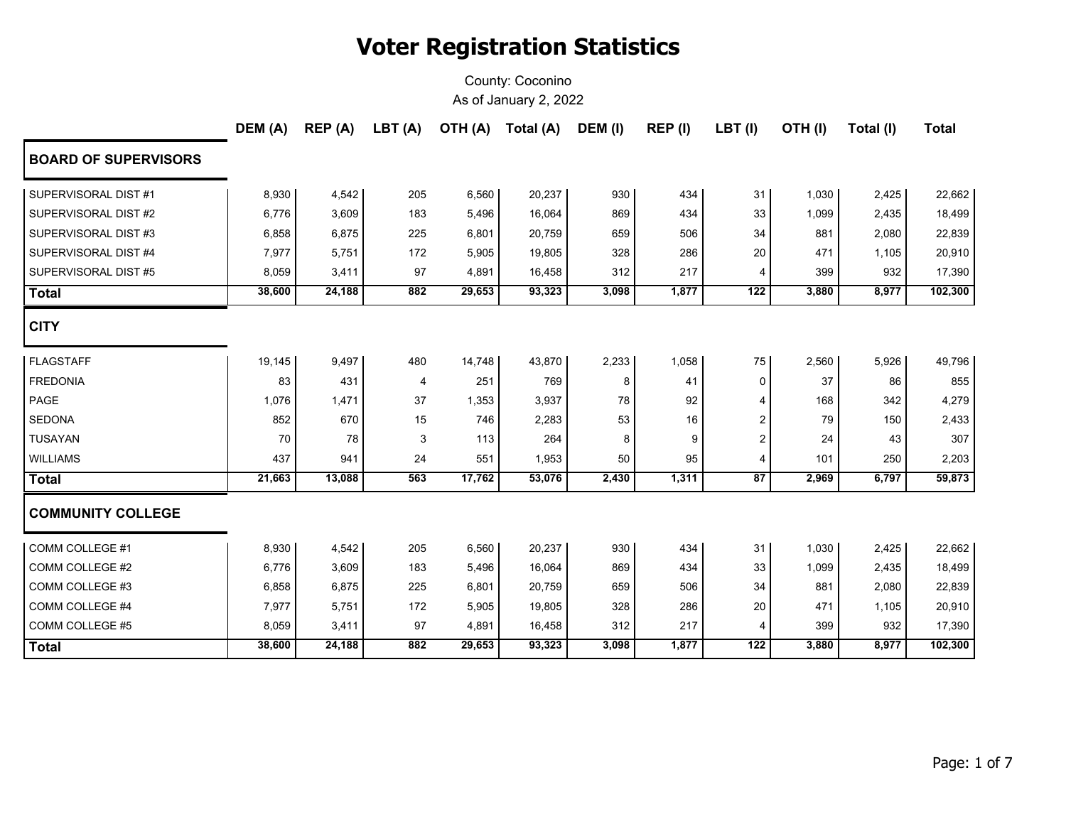# Voter Registration Statistics

County: Coconino

As of January 2, 2022

| | DEM (A) | REP (A) | LBT (A) | OTH (A) | Total (A) | DEM (I) | REP (I) | LBT (I) | OTH (I) | Total (I) | Total |
|---|---|---|---|---|---|---|---|---|---|---|---|
| **BOARD OF SUPERVISORS** | | | | | | | | | | | |
| SUPERVISORAL DIST #1 | 8,930 | 4,542 | 205 | 6,560 | 20,237 | 930 | 434 | 31 | 1,030 | 2,425 | 22,662 |
| SUPERVISORAL DIST #2 | 6,776 | 3,609 | 183 | 5,496 | 16,064 | 869 | 434 | 33 | 1,099 | 2,435 | 18,499 |
| SUPERVISORAL DIST #3 | 6,858 | 6,875 | 225 | 6,801 | 20,759 | 659 | 506 | 34 | 881 | 2,080 | 22,839 |
| SUPERVISORAL DIST #4 | 7,977 | 5,751 | 172 | 5,905 | 19,805 | 328 | 286 | 20 | 471 | 1,105 | 20,910 |
| SUPERVISORAL DIST #5 | 8,059 | 3,411 | 97 | 4,891 | 16,458 | 312 | 217 | 4 | 399 | 932 | 17,390 |
| **Total** | **38,600** | **24,188** | **882** | **29,653** | **93,323** | **3,098** | **1,877** | **122** | **3,880** | **8,977** | **102,300** |
| **CITY** | | | | | | | | | | | |
| FLAGSTAFF | 19,145 | 9,497 | 480 | 14,748 | 43,870 | 2,233 | 1,058 | 75 | 2,560 | 5,926 | 49,796 |
| FREDONIA | 83 | 431 | 4 | 251 | 769 | 8 | 41 | 0 | 37 | 86 | 855 |
| PAGE | 1,076 | 1,471 | 37 | 1,353 | 3,937 | 78 | 92 | 4 | 168 | 342 | 4,279 |
| SEDONA | 852 | 670 | 15 | 746 | 2,283 | 53 | 16 | 2 | 79 | 150 | 2,433 |
| TUSAYAN | 70 | 78 | 3 | 113 | 264 | 8 | 9 | 2 | 24 | 43 | 307 |
| WILLIAMS | 437 | 941 | 24 | 551 | 1,953 | 50 | 95 | 4 | 101 | 250 | 2,203 |
| **Total** | **21,663** | **13,088** | **563** | **17,762** | **53,076** | **2,430** | **1,311** | **87** | **2,969** | **6,797** | **59,873** |
| **COMMUNITY COLLEGE** | | | | | | | | | | | |
| COMM COLLEGE #1 | 8,930 | 4,542 | 205 | 6,560 | 20,237 | 930 | 434 | 31 | 1,030 | 2,425 | 22,662 |
| COMM COLLEGE #2 | 6,776 | 3,609 | 183 | 5,496 | 16,064 | 869 | 434 | 33 | 1,099 | 2,435 | 18,499 |
| COMM COLLEGE #3 | 6,858 | 6,875 | 225 | 6,801 | 20,759 | 659 | 506 | 34 | 881 | 2,080 | 22,839 |
| COMM COLLEGE #4 | 7,977 | 5,751 | 172 | 5,905 | 19,805 | 328 | 286 | 20 | 471 | 1,105 | 20,910 |
| COMM COLLEGE #5 | 8,059 | 3,411 | 97 | 4,891 | 16,458 | 312 | 217 | 4 | 399 | 932 | 17,390 |
| **Total** | **38,600** | **24,188** | **882** | **29,653** | **93,323** | **3,098** | **1,877** | **122** | **3,880** | **8,977** | **102,300** |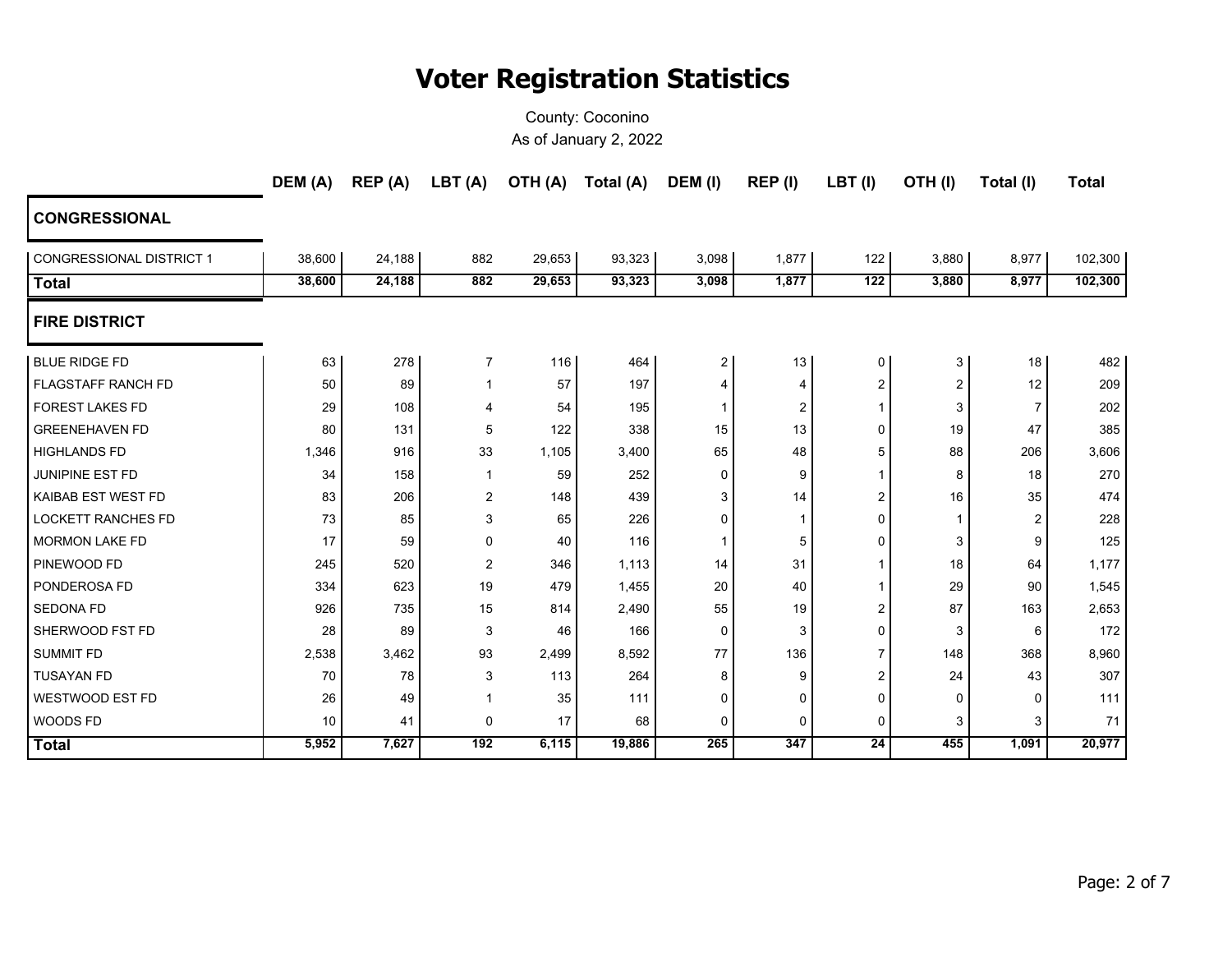# Voter Registration Statistics

County: Coconino

As of January 2, 2022

| | DEM (A) | REP (A) | LBT (A) | OTH (A) | Total (A) | DEM (I) | REP (I) | LBT (I) | OTH (I) | Total (I) | Total |
|---|---|---|---|---|---|---|---|---|---|---|---|
| **CONGRESSIONAL** | | | | | | | | | | | |
| CONGRESSIONAL DISTRICT 1 | 38,600 | 24,188 | 882 | 29,653 | 93,323 | 3,098 | 1,877 | 122 | 3,880 | 8,977 | 102,300 |
| **Total** | **38,600** | **24,188** | **882** | **29,653** | **93,323** | **3,098** | **1,877** | **122** | **3,880** | **8,977** | **102,300** |
| **FIRE DISTRICT** | | | | | | | | | | | |
| BLUE RIDGE FD | 63 | 278 | 7 | 116 | 464 | 2 | 13 | 0 | 3 | 18 | 482 |
| FLAGSTAFF RANCH FD | 50 | 89 | 1 | 57 | 197 | 4 | 4 | 2 | 2 | 12 | 209 |
| FOREST LAKES FD | 29 | 108 | 4 | 54 | 195 | 1 | 2 | 1 | 3 | 7 | 202 |
| GREENEHAVEN FD | 80 | 131 | 5 | 122 | 338 | 15 | 13 | 0 | 19 | 47 | 385 |
| HIGHLANDS FD | 1,346 | 916 | 33 | 1,105 | 3,400 | 65 | 48 | 5 | 88 | 206 | 3,606 |
| JUNIPINE EST FD | 34 | 158 | 1 | 59 | 252 | 0 | 9 | 1 | 8 | 18 | 270 |
| KAIBAB EST WEST FD | 83 | 206 | 2 | 148 | 439 | 3 | 14 | 2 | 16 | 35 | 474 |
| LOCKETT RANCHES FD | 73 | 85 | 3 | 65 | 226 | 0 | 1 | 0 | 1 | 2 | 228 |
| MORMON LAKE FD | 17 | 59 | 0 | 40 | 116 | 1 | 5 | 0 | 3 | 9 | 125 |
| PINEWOOD FD | 245 | 520 | 2 | 346 | 1,113 | 14 | 31 | 1 | 18 | 64 | 1,177 |
| PONDEROSA FD | 334 | 623 | 19 | 479 | 1,455 | 20 | 40 | 1 | 29 | 90 | 1,545 |
| SEDONA FD | 926 | 735 | 15 | 814 | 2,490 | 55 | 19 | 2 | 87 | 163 | 2,653 |
| SHERWOOD FST FD | 28 | 89 | 3 | 46 | 166 | 0 | 3 | 0 | 3 | 6 | 172 |
| SUMMIT FD | 2,538 | 3,462 | 93 | 2,499 | 8,592 | 77 | 136 | 7 | 148 | 368 | 8,960 |
| TUSAYAN FD | 70 | 78 | 3 | 113 | 264 | 8 | 9 | 2 | 24 | 43 | 307 |
| WESTWOOD EST FD | 26 | 49 | 1 | 35 | 111 | 0 | 0 | 0 | 0 | 0 | 111 |
| WOODS FD | 10 | 41 | 0 | 17 | 68 | 0 | 0 | 0 | 3 | 3 | 71 |
| **Total** | **5,952** | **7,627** | **192** | **6,115** | **19,886** | **265** | **347** | **24** | **455** | **1,091** | **20,977** |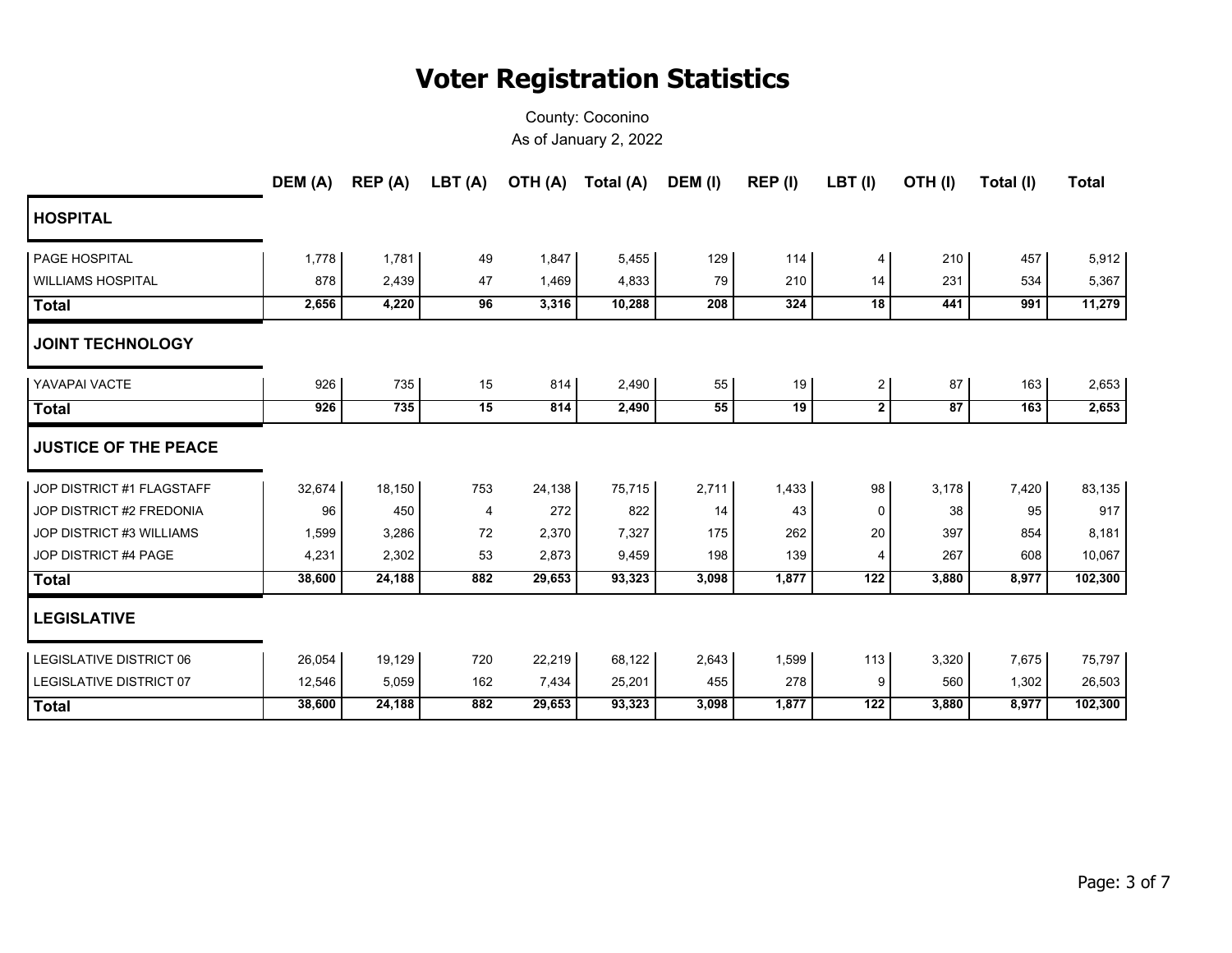# Voter Registration Statistics

County: Coconino
As of January 2, 2022

| | DEM (A) | REP (A) | LBT (A) | OTH (A) | Total (A) | DEM (I) | REP (I) | LBT (I) | OTH (I) | Total (I) | Total |
|---|---|---|---|---|---|---|---|---|---|---|---|
| **HOSPITAL** | | | | | | | | | | | |
| PAGE HOSPITAL | 1,778 | 1,781 | 49 | 1,847 | 5,455 | 129 | 114 | 4 | 210 | 457 | 5,912 |
| WILLIAMS HOSPITAL | 878 | 2,439 | 47 | 1,469 | 4,833 | 79 | 210 | 14 | 231 | 534 | 5,367 |
| **Total** | **2,656** | **4,220** | **96** | **3,316** | **10,288** | **208** | **324** | **18** | **441** | **991** | **11,279** |
| **JOINT TECHNOLOGY** | | | | | | | | | | | |
| YAVAPAI VACTE | 926 | 735 | 15 | 814 | 2,490 | 55 | 19 | 2 | 87 | 163 | 2,653 |
| **Total** | **926** | **735** | **15** | **814** | **2,490** | **55** | **19** | **2** | **87** | **163** | **2,653** |
| **JUSTICE OF THE PEACE** | | | | | | | | | | | |
| JOP DISTRICT #1 FLAGSTAFF | 32,674 | 18,150 | 753 | 24,138 | 75,715 | 2,711 | 1,433 | 98 | 3,178 | 7,420 | 83,135 |
| JOP DISTRICT #2 FREDONIA | 96 | 450 | 4 | 272 | 822 | 14 | 43 | 0 | 38 | 95 | 917 |
| JOP DISTRICT #3 WILLIAMS | 1,599 | 3,286 | 72 | 2,370 | 7,327 | 175 | 262 | 20 | 397 | 854 | 8,181 |
| JOP DISTRICT #4 PAGE | 4,231 | 2,302 | 53 | 2,873 | 9,459 | 198 | 139 | 4 | 267 | 608 | 10,067 |
| **Total** | **38,600** | **24,188** | **882** | **29,653** | **93,323** | **3,098** | **1,877** | **122** | **3,880** | **8,977** | **102,300** |
| **LEGISLATIVE** | | | | | | | | | | | |
| LEGISLATIVE DISTRICT 06 | 26,054 | 19,129 | 720 | 22,219 | 68,122 | 2,643 | 1,599 | 113 | 3,320 | 7,675 | 75,797 |
| LEGISLATIVE DISTRICT 07 | 12,546 | 5,059 | 162 | 7,434 | 25,201 | 455 | 278 | 9 | 560 | 1,302 | 26,503 |
| **Total** | **38,600** | **24,188** | **882** | **29,653** | **93,323** | **3,098** | **1,877** | **122** | **3,880** | **8,977** | **102,300** |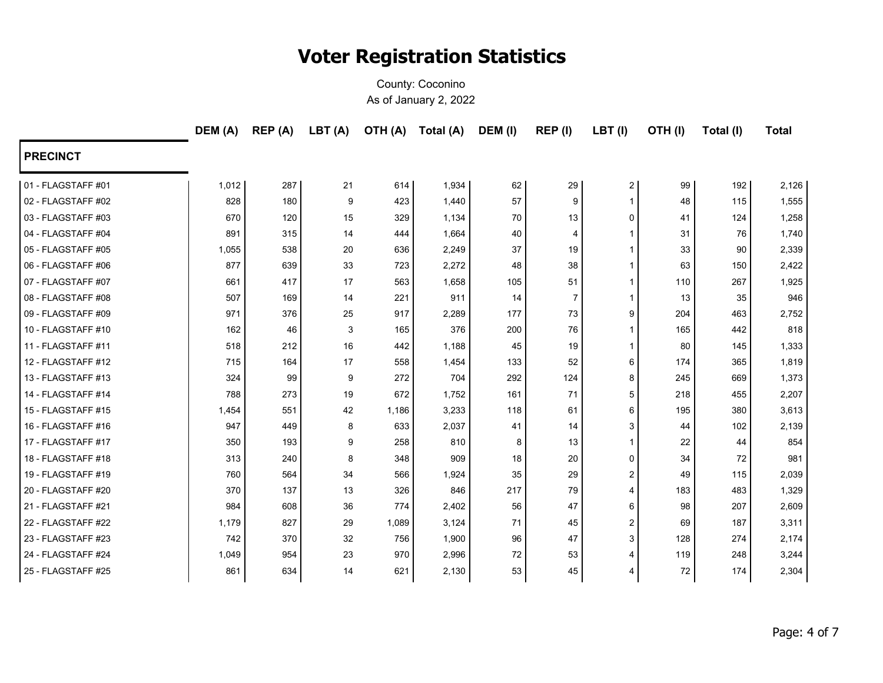# Voter Registration Statistics

County: Coconino

As of January 2, 2022

| PRECINCT | DEM (A) | REP (A) | LBT (A) | OTH (A) | Total (A) | DEM (I) | REP (I) | LBT (I) | OTH (I) | Total (I) | Total |
|---|---|---|---|---|---|---|---|---|---|---|---|
| 01 - FLAGSTAFF #01 | 1,012 | 287 | 21 | 614 | 1,934 | 62 | 29 | 2 | 99 | 192 | 2,126 |
| 02 - FLAGSTAFF #02 | 828 | 180 | 9 | 423 | 1,440 | 57 | 9 | 1 | 48 | 115 | 1,555 |
| 03 - FLAGSTAFF #03 | 670 | 120 | 15 | 329 | 1,134 | 70 | 13 | 0 | 41 | 124 | 1,258 |
| 04 - FLAGSTAFF #04 | 891 | 315 | 14 | 444 | 1,664 | 40 | 4 | 1 | 31 | 76 | 1,740 |
| 05 - FLAGSTAFF #05 | 1,055 | 538 | 20 | 636 | 2,249 | 37 | 19 | 1 | 33 | 90 | 2,339 |
| 06 - FLAGSTAFF #06 | 877 | 639 | 33 | 723 | 2,272 | 48 | 38 | 1 | 63 | 150 | 2,422 |
| 07 - FLAGSTAFF #07 | 661 | 417 | 17 | 563 | 1,658 | 105 | 51 | 1 | 110 | 267 | 1,925 |
| 08 - FLAGSTAFF #08 | 507 | 169 | 14 | 221 | 911 | 14 | 7 | 1 | 13 | 35 | 946 |
| 09 - FLAGSTAFF #09 | 971 | 376 | 25 | 917 | 2,289 | 177 | 73 | 9 | 204 | 463 | 2,752 |
| 10 - FLAGSTAFF #10 | 162 | 46 | 3 | 165 | 376 | 200 | 76 | 1 | 165 | 442 | 818 |
| 11 - FLAGSTAFF #11 | 518 | 212 | 16 | 442 | 1,188 | 45 | 19 | 1 | 80 | 145 | 1,333 |
| 12 - FLAGSTAFF #12 | 715 | 164 | 17 | 558 | 1,454 | 133 | 52 | 6 | 174 | 365 | 1,819 |
| 13 - FLAGSTAFF #13 | 324 | 99 | 9 | 272 | 704 | 292 | 124 | 8 | 245 | 669 | 1,373 |
| 14 - FLAGSTAFF #14 | 788 | 273 | 19 | 672 | 1,752 | 161 | 71 | 5 | 218 | 455 | 2,207 |
| 15 - FLAGSTAFF #15 | 1,454 | 551 | 42 | 1,186 | 3,233 | 118 | 61 | 6 | 195 | 380 | 3,613 |
| 16 - FLAGSTAFF #16 | 947 | 449 | 8 | 633 | 2,037 | 41 | 14 | 3 | 44 | 102 | 2,139 |
| 17 - FLAGSTAFF #17 | 350 | 193 | 9 | 258 | 810 | 8 | 13 | 1 | 22 | 44 | 854 |
| 18 - FLAGSTAFF #18 | 313 | 240 | 8 | 348 | 909 | 18 | 20 | 0 | 34 | 72 | 981 |
| 19 - FLAGSTAFF #19 | 760 | 564 | 34 | 566 | 1,924 | 35 | 29 | 2 | 49 | 115 | 2,039 |
| 20 - FLAGSTAFF #20 | 370 | 137 | 13 | 326 | 846 | 217 | 79 | 4 | 183 | 483 | 1,329 |
| 21 - FLAGSTAFF #21 | 984 | 608 | 36 | 774 | 2,402 | 56 | 47 | 6 | 98 | 207 | 2,609 |
| 22 - FLAGSTAFF #22 | 1,179 | 827 | 29 | 1,089 | 3,124 | 71 | 45 | 2 | 69 | 187 | 3,311 |
| 23 - FLAGSTAFF #23 | 742 | 370 | 32 | 756 | 1,900 | 96 | 47 | 3 | 128 | 274 | 2,174 |
| 24 - FLAGSTAFF #24 | 1,049 | 954 | 23 | 970 | 2,996 | 72 | 53 | 4 | 119 | 248 | 3,244 |
| 25 - FLAGSTAFF #25 | 861 | 634 | 14 | 621 | 2,130 | 53 | 45 | 4 | 72 | 174 | 2,304 |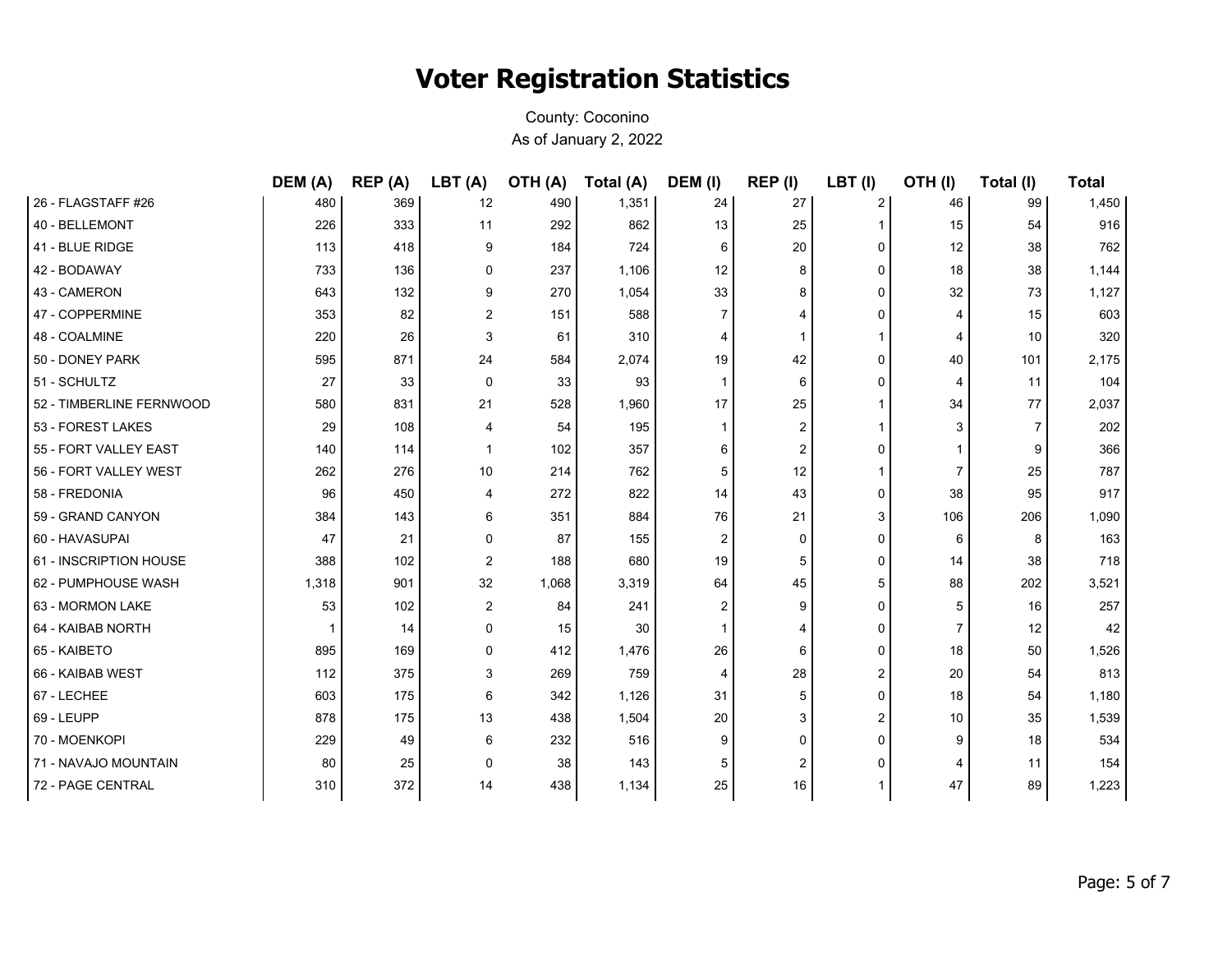# Voter Registration Statistics

County: Coconino

As of January 2, 2022

| | DEM (A) | REP (A) | LBT (A) | OTH (A) | Total (A) | DEM (I) | REP (I) | LBT (I) | OTH (I) | Total (I) | Total |
|---|---|---|---|---|---|---|---|---|---|---|---|
| 26 - FLAGSTAFF #26 | 480 | 369 | 12 | 490 | 1,351 | 24 | 27 | 2 | 46 | 99 | 1,450 |
| 40 - BELLEMONT | 226 | 333 | 11 | 292 | 862 | 13 | 25 | 1 | 15 | 54 | 916 |
| 41 - BLUE RIDGE | 113 | 418 | 9 | 184 | 724 | 6 | 20 | 0 | 12 | 38 | 762 |
| 42 - BODAWAY | 733 | 136 | 0 | 237 | 1,106 | 12 | 8 | 0 | 18 | 38 | 1,144 |
| 43 - CAMERON | 643 | 132 | 9 | 270 | 1,054 | 33 | 8 | 0 | 32 | 73 | 1,127 |
| 47 - COPPERMINE | 353 | 82 | 2 | 151 | 588 | 7 | 4 | 0 | 4 | 15 | 603 |
| 48 - COALMINE | 220 | 26 | 3 | 61 | 310 | 4 | 1 | 1 | 4 | 10 | 320 |
| 50 - DONEY PARK | 595 | 871 | 24 | 584 | 2,074 | 19 | 42 | 0 | 40 | 101 | 2,175 |
| 51 - SCHULTZ | 27 | 33 | 0 | 33 | 93 | 1 | 6 | 0 | 4 | 11 | 104 |
| 52 - TIMBERLINE FERNWOOD | 580 | 831 | 21 | 528 | 1,960 | 17 | 25 | 1 | 34 | 77 | 2,037 |
| 53 - FOREST LAKES | 29 | 108 | 4 | 54 | 195 | 1 | 2 | 1 | 3 | 7 | 202 |
| 55 - FORT VALLEY EAST | 140 | 114 | 1 | 102 | 357 | 6 | 2 | 0 | 1 | 9 | 366 |
| 56 - FORT VALLEY WEST | 262 | 276 | 10 | 214 | 762 | 5 | 12 | 1 | 7 | 25 | 787 |
| 58 - FREDONIA | 96 | 450 | 4 | 272 | 822 | 14 | 43 | 0 | 38 | 95 | 917 |
| 59 - GRAND CANYON | 384 | 143 | 6 | 351 | 884 | 76 | 21 | 3 | 106 | 206 | 1,090 |
| 60 - HAVASUPAI | 47 | 21 | 0 | 87 | 155 | 2 | 0 | 0 | 6 | 8 | 163 |
| 61 - INSCRIPTION HOUSE | 388 | 102 | 2 | 188 | 680 | 19 | 5 | 0 | 14 | 38 | 718 |
| 62 - PUMPHOUSE WASH | 1,318 | 901 | 32 | 1,068 | 3,319 | 64 | 45 | 5 | 88 | 202 | 3,521 |
| 63 - MORMON LAKE | 53 | 102 | 2 | 84 | 241 | 2 | 9 | 0 | 5 | 16 | 257 |
| 64 - KAIBAB NORTH | 1 | 14 | 0 | 15 | 30 | 1 | 4 | 0 | 7 | 12 | 42 |
| 65 - KAIBETO | 895 | 169 | 0 | 412 | 1,476 | 26 | 6 | 0 | 18 | 50 | 1,526 |
| 66 - KAIBAB WEST | 112 | 375 | 3 | 269 | 759 | 4 | 28 | 2 | 20 | 54 | 813 |
| 67 - LECHEE | 603 | 175 | 6 | 342 | 1,126 | 31 | 5 | 0 | 18 | 54 | 1,180 |
| 69 - LEUPP | 878 | 175 | 13 | 438 | 1,504 | 20 | 3 | 2 | 10 | 35 | 1,539 |
| 70 - MOENKOPI | 229 | 49 | 6 | 232 | 516 | 9 | 0 | 0 | 9 | 18 | 534 |
| 71 - NAVAJO MOUNTAIN | 80 | 25 | 0 | 38 | 143 | 5 | 2 | 0 | 4 | 11 | 154 |
| 72 - PAGE CENTRAL | 310 | 372 | 14 | 438 | 1,134 | 25 | 16 | 1 | 47 | 89 | 1,223 |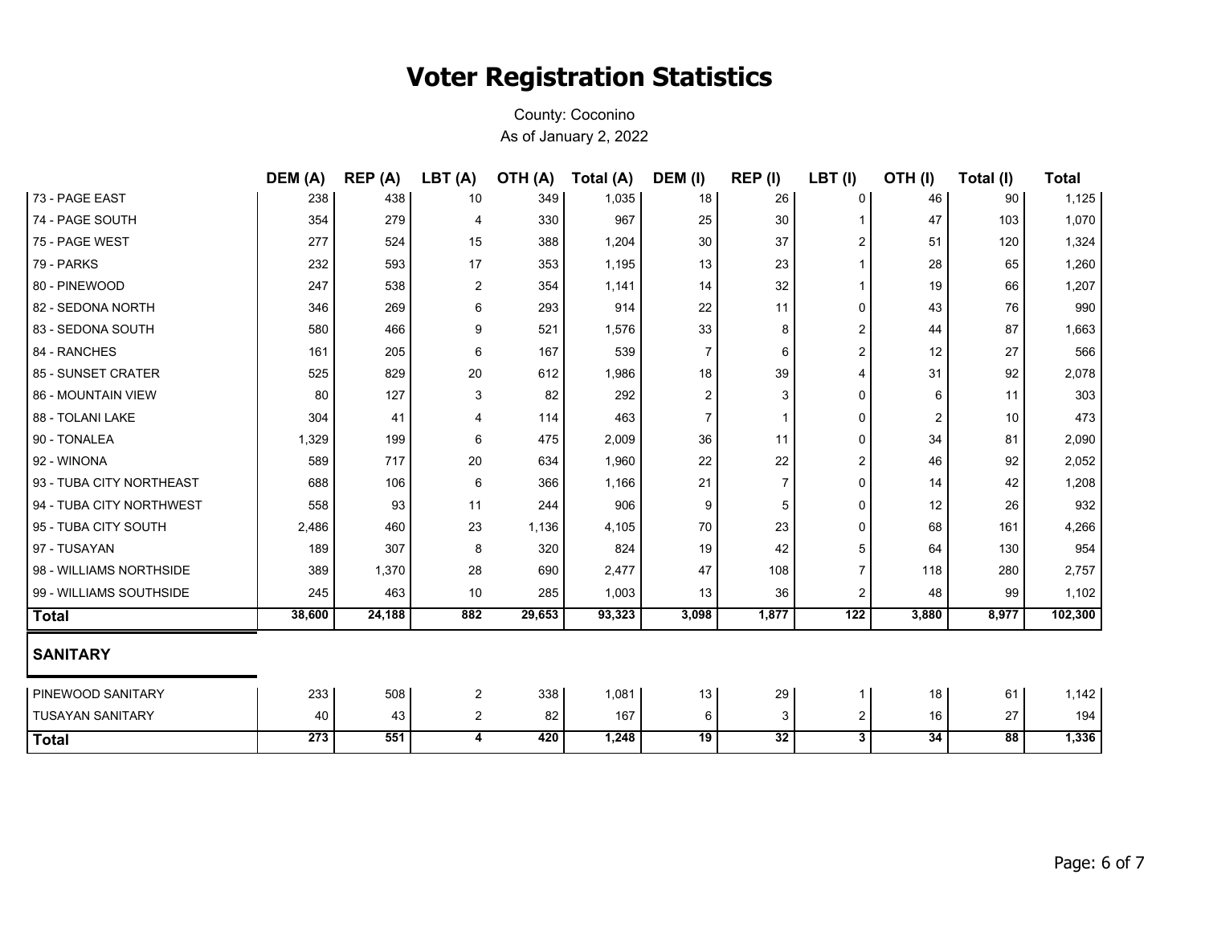# Voter Registration Statistics

County: Coconino
As of January 2, 2022

| | DEM (A) | REP (A) | LBT (A) | OTH (A) | Total (A) | DEM (I) | REP (I) | LBT (I) | OTH (I) | Total (I) | Total |
|---|---|---|---|---|---|---|---|---|---|---|---|
| 73 - PAGE EAST | 238 | 438 | 10 | 349 | 1,035 | 18 | 26 | 0 | 46 | 90 | 1,125 |
| 74 - PAGE SOUTH | 354 | 279 | 4 | 330 | 967 | 25 | 30 | 1 | 47 | 103 | 1,070 |
| 75 - PAGE WEST | 277 | 524 | 15 | 388 | 1,204 | 30 | 37 | 2 | 51 | 120 | 1,324 |
| 79 - PARKS | 232 | 593 | 17 | 353 | 1,195 | 13 | 23 | 1 | 28 | 65 | 1,260 |
| 80 - PINEWOOD | 247 | 538 | 2 | 354 | 1,141 | 14 | 32 | 1 | 19 | 66 | 1,207 |
| 82 - SEDONA NORTH | 346 | 269 | 6 | 293 | 914 | 22 | 11 | 0 | 43 | 76 | 990 |
| 83 - SEDONA SOUTH | 580 | 466 | 9 | 521 | 1,576 | 33 | 8 | 2 | 44 | 87 | 1,663 |
| 84 - RANCHES | 161 | 205 | 6 | 167 | 539 | 7 | 6 | 2 | 12 | 27 | 566 |
| 85 - SUNSET CRATER | 525 | 829 | 20 | 612 | 1,986 | 18 | 39 | 4 | 31 | 92 | 2,078 |
| 86 - MOUNTAIN VIEW | 80 | 127 | 3 | 82 | 292 | 2 | 3 | 0 | 6 | 11 | 303 |
| 88 - TOLANI LAKE | 304 | 41 | 4 | 114 | 463 | 7 | 1 | 0 | 2 | 10 | 473 |
| 90 - TONALEA | 1,329 | 199 | 6 | 475 | 2,009 | 36 | 11 | 0 | 34 | 81 | 2,090 |
| 92 - WINONA | 589 | 717 | 20 | 634 | 1,960 | 22 | 22 | 2 | 46 | 92 | 2,052 |
| 93 - TUBA CITY NORTHEAST | 688 | 106 | 6 | 366 | 1,166 | 21 | 7 | 0 | 14 | 42 | 1,208 |
| 94 - TUBA CITY NORTHWEST | 558 | 93 | 11 | 244 | 906 | 9 | 5 | 0 | 12 | 26 | 932 |
| 95 - TUBA CITY SOUTH | 2,486 | 460 | 23 | 1,136 | 4,105 | 70 | 23 | 0 | 68 | 161 | 4,266 |
| 97 - TUSAYAN | 189 | 307 | 8 | 320 | 824 | 19 | 42 | 5 | 64 | 130 | 954 |
| 98 - WILLIAMS NORTHSIDE | 389 | 1,370 | 28 | 690 | 2,477 | 47 | 108 | 7 | 118 | 280 | 2,757 |
| 99 - WILLIAMS SOUTHSIDE | 245 | 463 | 10 | 285 | 1,003 | 13 | 36 | 2 | 48 | 99 | 1,102 |
| **Total** | **38,600** | **24,188** | **882** | **29,653** | **93,323** | **3,098** | **1,877** | **122** | **3,880** | **8,977** | **102,300** |

## SANITARY

| | DEM (A) | REP (A) | LBT (A) | OTH (A) | Total (A) | DEM (I) | REP (I) | LBT (I) | OTH (I) | Total (I) | Total |
|---|---|---|---|---|---|---|---|---|---|---|---|
| PINEWOOD SANITARY | 233 | 508 | 2 | 338 | 1,081 | 13 | 29 | 1 | 18 | 61 | 1,142 |
| TUSAYAN SANITARY | 40 | 43 | 2 | 82 | 167 | 6 | 3 | 2 | 16 | 27 | 194 |
| **Total** | **273** | **551** | **4** | **420** | **1,248** | **19** | **32** | **3** | **34** | **88** | **1,336** |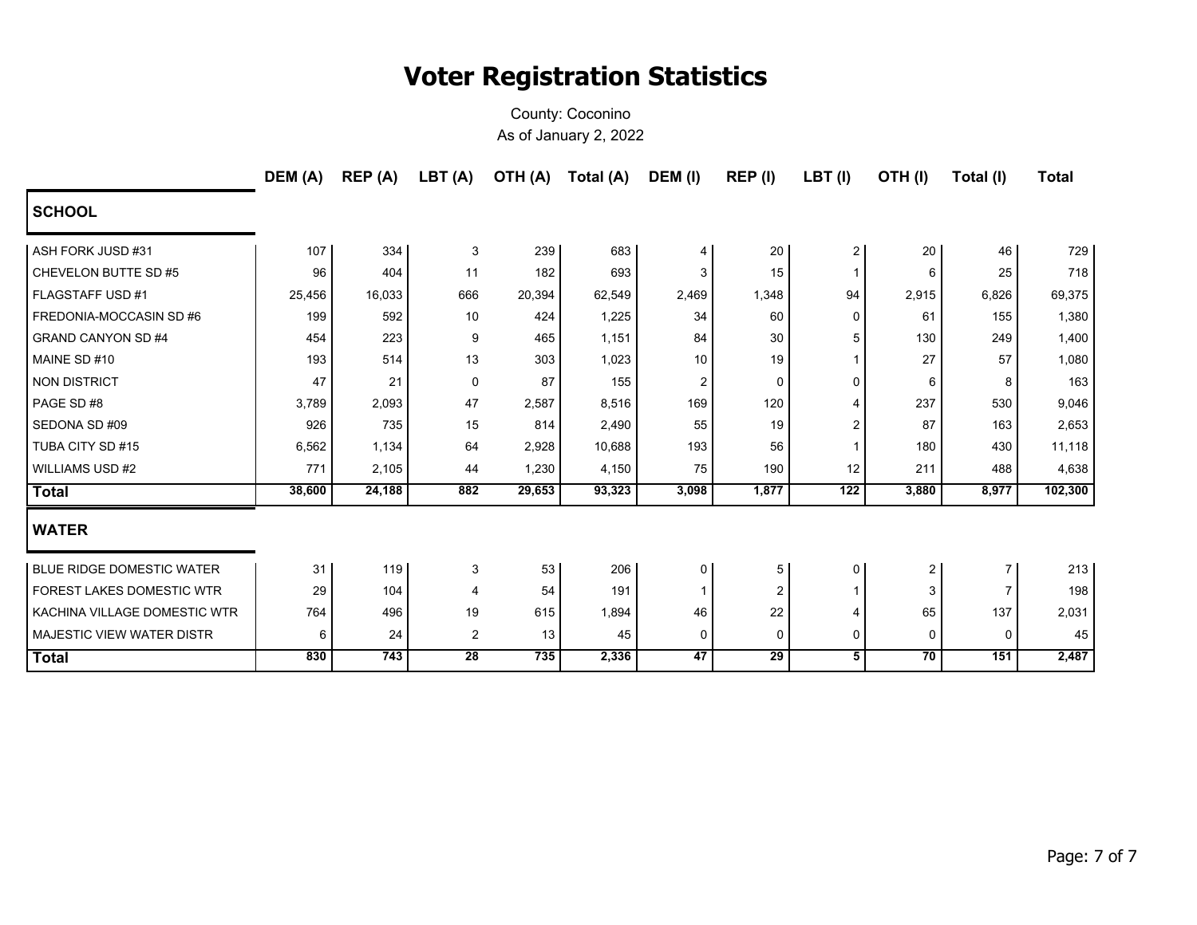# Voter Registration Statistics

County: Coconino

As of January 2, 2022

| | DEM (A) | REP (A) | LBT (A) | OTH (A) | Total (A) | DEM (I) | REP (I) | LBT (I) | OTH (I) | Total (I) | Total |
|---|---|---|---|---|---|---|---|---|---|---|---|
| **SCHOOL** | | | | | | | | | | | |
| ASH FORK JUSD #31 | 107 | 334 | 3 | 239 | 683 | 4 | 20 | 2 | 20 | 46 | 729 |
| CHEVELON BUTTE SD #5 | 96 | 404 | 11 | 182 | 693 | 3 | 15 | 1 | 6 | 25 | 718 |
| FLAGSTAFF USD #1 | 25,456 | 16,033 | 666 | 20,394 | 62,549 | 2,469 | 1,348 | 94 | 2,915 | 6,826 | 69,375 |
| FREDONIA-MOCCASIN SD #6 | 199 | 592 | 10 | 424 | 1,225 | 34 | 60 | 0 | 61 | 155 | 1,380 |
| GRAND CANYON SD #4 | 454 | 223 | 9 | 465 | 1,151 | 84 | 30 | 5 | 130 | 249 | 1,400 |
| MAINE SD #10 | 193 | 514 | 13 | 303 | 1,023 | 10 | 19 | 1 | 27 | 57 | 1,080 |
| NON DISTRICT | 47 | 21 | 0 | 87 | 155 | 2 | 0 | 0 | 6 | 8 | 163 |
| PAGE SD #8 | 3,789 | 2,093 | 47 | 2,587 | 8,516 | 169 | 120 | 4 | 237 | 530 | 9,046 |
| SEDONA SD #09 | 926 | 735 | 15 | 814 | 2,490 | 55 | 19 | 2 | 87 | 163 | 2,653 |
| TUBA CITY SD #15 | 6,562 | 1,134 | 64 | 2,928 | 10,688 | 193 | 56 | 1 | 180 | 430 | 11,118 |
| WILLIAMS USD #2 | 771 | 2,105 | 44 | 1,230 | 4,150 | 75 | 190 | 12 | 211 | 488 | 4,638 |
| **Total** | **38,600** | **24,188** | **882** | **29,653** | **93,323** | **3,098** | **1,877** | **122** | **3,880** | **8,977** | **102,300** |
| **WATER** | | | | | | | | | | | |
| BLUE RIDGE DOMESTIC WATER | 31 | 119 | 3 | 53 | 206 | 0 | 5 | 0 | 2 | 7 | 213 |
| FOREST LAKES DOMESTIC WTR | 29 | 104 | 4 | 54 | 191 | 1 | 2 | 1 | 3 | 7 | 198 |
| KACHINA VILLAGE DOMESTIC WTR | 764 | 496 | 19 | 615 | 1,894 | 46 | 22 | 4 | 65 | 137 | 2,031 |
| MAJESTIC VIEW WATER DISTR | 6 | 24 | 2 | 13 | 45 | 0 | 0 | 0 | 0 | 0 | 45 |
| **Total** | **830** | **743** | **28** | **735** | **2,336** | **47** | **29** | **5** | **70** | **151** | **2,487** |